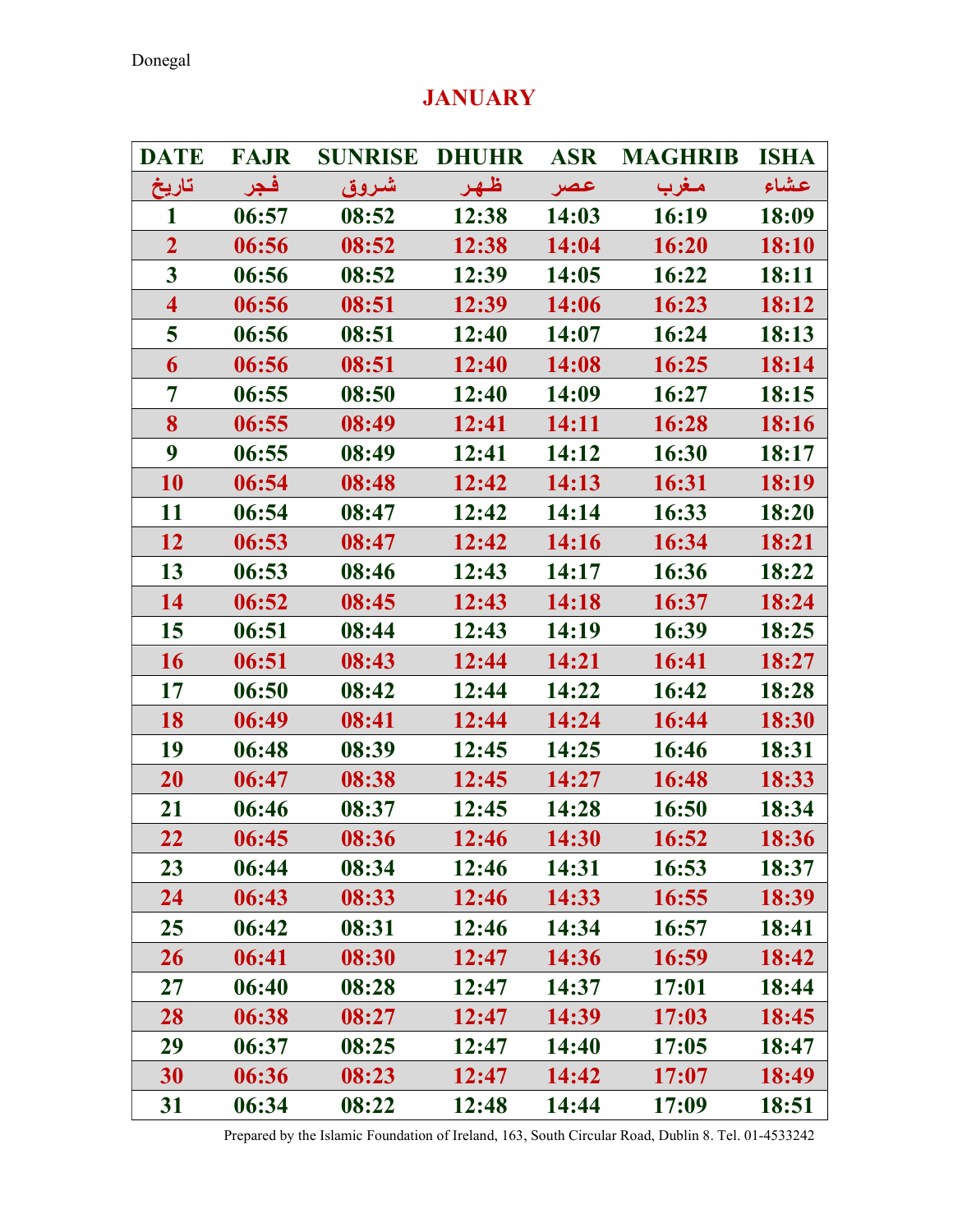Donegal

# JANUARY

| DATE | FAJR | SUNRISE | DHUHR | ASR | MAGHRIB | ISHA |
|---|---|---|---|---|---|---|
| تاريخ | فجر | شروق | ظهر | عصر | مغرب | عشاء |
| 1 | 06:57 | 08:52 | 12:38 | 14:03 | 16:19 | 18:09 |
| 2 | 06:56 | 08:52 | 12:38 | 14:04 | 16:20 | 18:10 |
| 3 | 06:56 | 08:52 | 12:39 | 14:05 | 16:22 | 18:11 |
| 4 | 06:56 | 08:51 | 12:39 | 14:06 | 16:23 | 18:12 |
| 5 | 06:56 | 08:51 | 12:40 | 14:07 | 16:24 | 18:13 |
| 6 | 06:56 | 08:51 | 12:40 | 14:08 | 16:25 | 18:14 |
| 7 | 06:55 | 08:50 | 12:40 | 14:09 | 16:27 | 18:15 |
| 8 | 06:55 | 08:49 | 12:41 | 14:11 | 16:28 | 18:16 |
| 9 | 06:55 | 08:49 | 12:41 | 14:12 | 16:30 | 18:17 |
| 10 | 06:54 | 08:48 | 12:42 | 14:13 | 16:31 | 18:19 |
| 11 | 06:54 | 08:47 | 12:42 | 14:14 | 16:33 | 18:20 |
| 12 | 06:53 | 08:47 | 12:42 | 14:16 | 16:34 | 18:21 |
| 13 | 06:53 | 08:46 | 12:43 | 14:17 | 16:36 | 18:22 |
| 14 | 06:52 | 08:45 | 12:43 | 14:18 | 16:37 | 18:24 |
| 15 | 06:51 | 08:44 | 12:43 | 14:19 | 16:39 | 18:25 |
| 16 | 06:51 | 08:43 | 12:44 | 14:21 | 16:41 | 18:27 |
| 17 | 06:50 | 08:42 | 12:44 | 14:22 | 16:42 | 18:28 |
| 18 | 06:49 | 08:41 | 12:44 | 14:24 | 16:44 | 18:30 |
| 19 | 06:48 | 08:39 | 12:45 | 14:25 | 16:46 | 18:31 |
| 20 | 06:47 | 08:38 | 12:45 | 14:27 | 16:48 | 18:33 |
| 21 | 06:46 | 08:37 | 12:45 | 14:28 | 16:50 | 18:34 |
| 22 | 06:45 | 08:36 | 12:46 | 14:30 | 16:52 | 18:36 |
| 23 | 06:44 | 08:34 | 12:46 | 14:31 | 16:53 | 18:37 |
| 24 | 06:43 | 08:33 | 12:46 | 14:33 | 16:55 | 18:39 |
| 25 | 06:42 | 08:31 | 12:46 | 14:34 | 16:57 | 18:41 |
| 26 | 06:41 | 08:30 | 12:47 | 14:36 | 16:59 | 18:42 |
| 27 | 06:40 | 08:28 | 12:47 | 14:37 | 17:01 | 18:44 |
| 28 | 06:38 | 08:27 | 12:47 | 14:39 | 17:03 | 18:45 |
| 29 | 06:37 | 08:25 | 12:47 | 14:40 | 17:05 | 18:47 |
| 30 | 06:36 | 08:23 | 12:47 | 14:42 | 17:07 | 18:49 |
| 31 | 06:34 | 08:22 | 12:48 | 14:44 | 17:09 | 18:51 |

Prepared by the Islamic Foundation of Ireland, 163, South Circular Road, Dublin 8. Tel. 01-4533242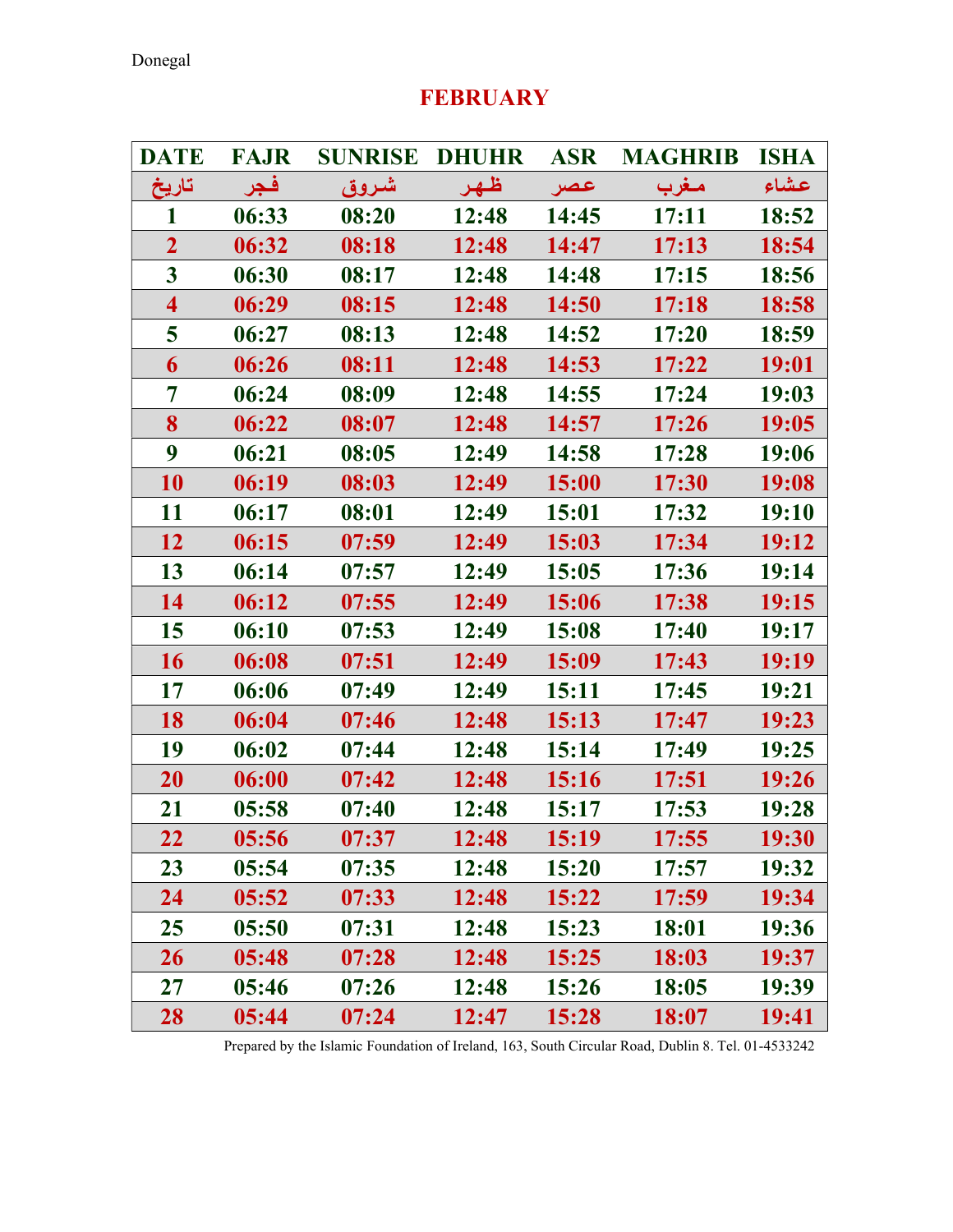Donegal

# FEBRUARY

| DATE | FAJR | SUNRISE | DHUHR | ASR | MAGHRIB | ISHA |
|---|---|---|---|---|---|---|
| تاريخ | فجر | شروق | ظهر | عصر | مغرب | عشاء |
| 1 | 06:33 | 08:20 | 12:48 | 14:45 | 17:11 | 18:52 |
| 2 | 06:32 | 08:18 | 12:48 | 14:47 | 17:13 | 18:54 |
| 3 | 06:30 | 08:17 | 12:48 | 14:48 | 17:15 | 18:56 |
| 4 | 06:29 | 08:15 | 12:48 | 14:50 | 17:18 | 18:58 |
| 5 | 06:27 | 08:13 | 12:48 | 14:52 | 17:20 | 18:59 |
| 6 | 06:26 | 08:11 | 12:48 | 14:53 | 17:22 | 19:01 |
| 7 | 06:24 | 08:09 | 12:48 | 14:55 | 17:24 | 19:03 |
| 8 | 06:22 | 08:07 | 12:48 | 14:57 | 17:26 | 19:05 |
| 9 | 06:21 | 08:05 | 12:49 | 14:58 | 17:28 | 19:06 |
| 10 | 06:19 | 08:03 | 12:49 | 15:00 | 17:30 | 19:08 |
| 11 | 06:17 | 08:01 | 12:49 | 15:01 | 17:32 | 19:10 |
| 12 | 06:15 | 07:59 | 12:49 | 15:03 | 17:34 | 19:12 |
| 13 | 06:14 | 07:57 | 12:49 | 15:05 | 17:36 | 19:14 |
| 14 | 06:12 | 07:55 | 12:49 | 15:06 | 17:38 | 19:15 |
| 15 | 06:10 | 07:53 | 12:49 | 15:08 | 17:40 | 19:17 |
| 16 | 06:08 | 07:51 | 12:49 | 15:09 | 17:43 | 19:19 |
| 17 | 06:06 | 07:49 | 12:49 | 15:11 | 17:45 | 19:21 |
| 18 | 06:04 | 07:46 | 12:48 | 15:13 | 17:47 | 19:23 |
| 19 | 06:02 | 07:44 | 12:48 | 15:14 | 17:49 | 19:25 |
| 20 | 06:00 | 07:42 | 12:48 | 15:16 | 17:51 | 19:26 |
| 21 | 05:58 | 07:40 | 12:48 | 15:17 | 17:53 | 19:28 |
| 22 | 05:56 | 07:37 | 12:48 | 15:19 | 17:55 | 19:30 |
| 23 | 05:54 | 07:35 | 12:48 | 15:20 | 17:57 | 19:32 |
| 24 | 05:52 | 07:33 | 12:48 | 15:22 | 17:59 | 19:34 |
| 25 | 05:50 | 07:31 | 12:48 | 15:23 | 18:01 | 19:36 |
| 26 | 05:48 | 07:28 | 12:48 | 15:25 | 18:03 | 19:37 |
| 27 | 05:46 | 07:26 | 12:48 | 15:26 | 18:05 | 19:39 |
| 28 | 05:44 | 07:24 | 12:47 | 15:28 | 18:07 | 19:41 |

Prepared by the Islamic Foundation of Ireland, 163, South Circular Road, Dublin 8. Tel. 01-4533242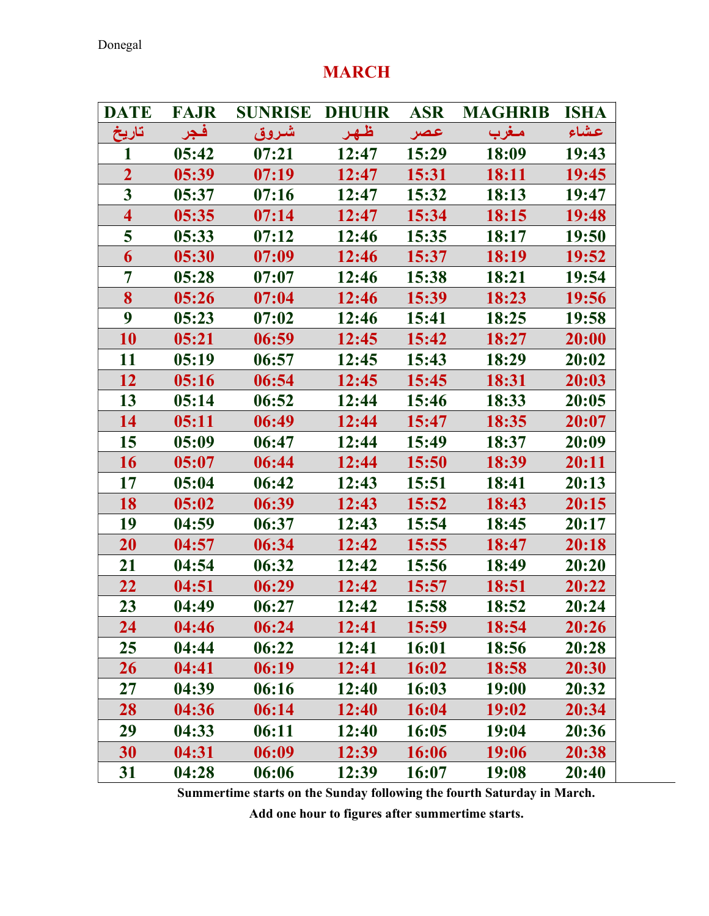Donegal

# MARCH

| DATE | FAJR | SUNRISE | DHUHR | ASR | MAGHRIB | ISHA |
|---|---|---|---|---|---|---|
| تاريخ | فجر | شروق | ظهر | عصر | مغرب | عشاء |
| 1 | 05:42 | 07:21 | 12:47 | 15:29 | 18:09 | 19:43 |
| 2 | 05:39 | 07:19 | 12:47 | 15:31 | 18:11 | 19:45 |
| 3 | 05:37 | 07:16 | 12:47 | 15:32 | 18:13 | 19:47 |
| 4 | 05:35 | 07:14 | 12:47 | 15:34 | 18:15 | 19:48 |
| 5 | 05:33 | 07:12 | 12:46 | 15:35 | 18:17 | 19:50 |
| 6 | 05:30 | 07:09 | 12:46 | 15:37 | 18:19 | 19:52 |
| 7 | 05:28 | 07:07 | 12:46 | 15:38 | 18:21 | 19:54 |
| 8 | 05:26 | 07:04 | 12:46 | 15:39 | 18:23 | 19:56 |
| 9 | 05:23 | 07:02 | 12:46 | 15:41 | 18:25 | 19:58 |
| 10 | 05:21 | 06:59 | 12:45 | 15:42 | 18:27 | 20:00 |
| 11 | 05:19 | 06:57 | 12:45 | 15:43 | 18:29 | 20:02 |
| 12 | 05:16 | 06:54 | 12:45 | 15:45 | 18:31 | 20:03 |
| 13 | 05:14 | 06:52 | 12:44 | 15:46 | 18:33 | 20:05 |
| 14 | 05:11 | 06:49 | 12:44 | 15:47 | 18:35 | 20:07 |
| 15 | 05:09 | 06:47 | 12:44 | 15:49 | 18:37 | 20:09 |
| 16 | 05:07 | 06:44 | 12:44 | 15:50 | 18:39 | 20:11 |
| 17 | 05:04 | 06:42 | 12:43 | 15:51 | 18:41 | 20:13 |
| 18 | 05:02 | 06:39 | 12:43 | 15:52 | 18:43 | 20:15 |
| 19 | 04:59 | 06:37 | 12:43 | 15:54 | 18:45 | 20:17 |
| 20 | 04:57 | 06:34 | 12:42 | 15:55 | 18:47 | 20:18 |
| 21 | 04:54 | 06:32 | 12:42 | 15:56 | 18:49 | 20:20 |
| 22 | 04:51 | 06:29 | 12:42 | 15:57 | 18:51 | 20:22 |
| 23 | 04:49 | 06:27 | 12:42 | 15:58 | 18:52 | 20:24 |
| 24 | 04:46 | 06:24 | 12:41 | 15:59 | 18:54 | 20:26 |
| 25 | 04:44 | 06:22 | 12:41 | 16:01 | 18:56 | 20:28 |
| 26 | 04:41 | 06:19 | 12:41 | 16:02 | 18:58 | 20:30 |
| 27 | 04:39 | 06:16 | 12:40 | 16:03 | 19:00 | 20:32 |
| 28 | 04:36 | 06:14 | 12:40 | 16:04 | 19:02 | 20:34 |
| 29 | 04:33 | 06:11 | 12:40 | 16:05 | 19:04 | 20:36 |
| 30 | 04:31 | 06:09 | 12:39 | 16:06 | 19:06 | 20:38 |
| 31 | 04:28 | 06:06 | 12:39 | 16:07 | 19:08 | 20:40 |

**Summertime starts on the Sunday following the fourth Saturday in March.**

**Add one hour to figures after summertime starts.**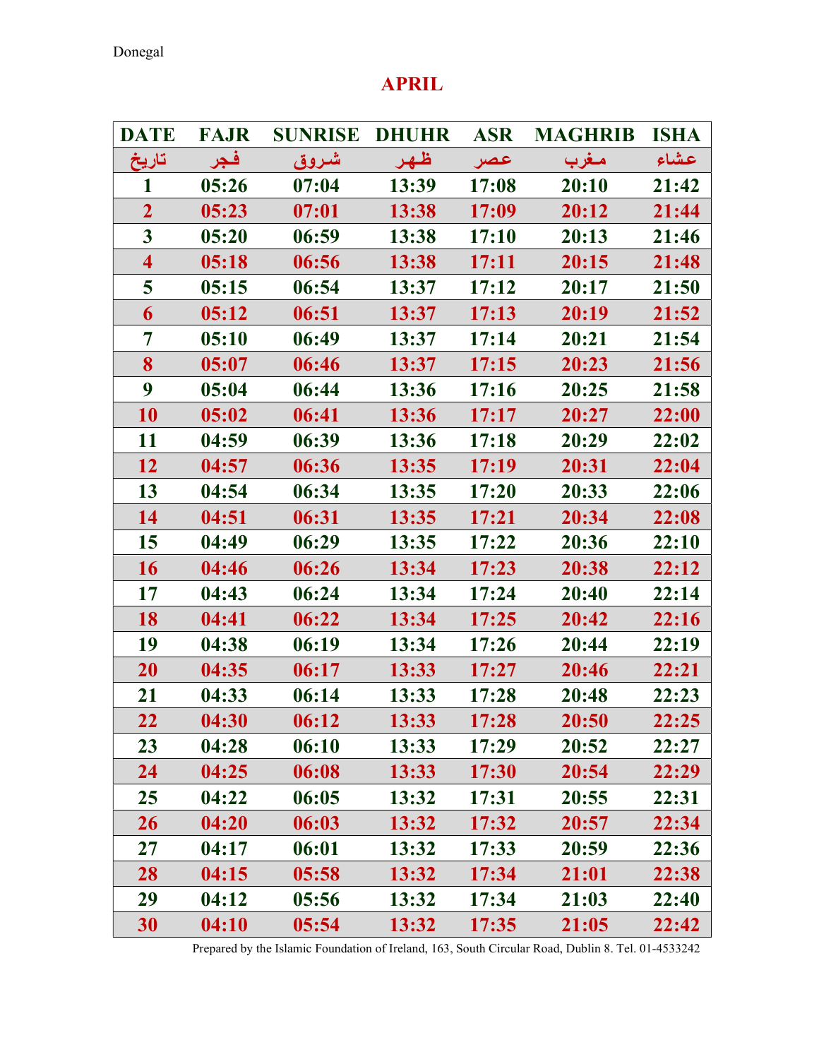Donegal

# APRIL

| DATE | FAJR | SUNRISE | DHUHR | ASR | MAGHRIB | ISHA |
|---|---|---|---|---|---|---|
| تاريخ | فجر | شروق | ظهر | عصر | مغرب | عشاء |
| 1 | 05:26 | 07:04 | 13:39 | 17:08 | 20:10 | 21:42 |
| 2 | 05:23 | 07:01 | 13:38 | 17:09 | 20:12 | 21:44 |
| 3 | 05:20 | 06:59 | 13:38 | 17:10 | 20:13 | 21:46 |
| 4 | 05:18 | 06:56 | 13:38 | 17:11 | 20:15 | 21:48 |
| 5 | 05:15 | 06:54 | 13:37 | 17:12 | 20:17 | 21:50 |
| 6 | 05:12 | 06:51 | 13:37 | 17:13 | 20:19 | 21:52 |
| 7 | 05:10 | 06:49 | 13:37 | 17:14 | 20:21 | 21:54 |
| 8 | 05:07 | 06:46 | 13:37 | 17:15 | 20:23 | 21:56 |
| 9 | 05:04 | 06:44 | 13:36 | 17:16 | 20:25 | 21:58 |
| 10 | 05:02 | 06:41 | 13:36 | 17:17 | 20:27 | 22:00 |
| 11 | 04:59 | 06:39 | 13:36 | 17:18 | 20:29 | 22:02 |
| 12 | 04:57 | 06:36 | 13:35 | 17:19 | 20:31 | 22:04 |
| 13 | 04:54 | 06:34 | 13:35 | 17:20 | 20:33 | 22:06 |
| 14 | 04:51 | 06:31 | 13:35 | 17:21 | 20:34 | 22:08 |
| 15 | 04:49 | 06:29 | 13:35 | 17:22 | 20:36 | 22:10 |
| 16 | 04:46 | 06:26 | 13:34 | 17:23 | 20:38 | 22:12 |
| 17 | 04:43 | 06:24 | 13:34 | 17:24 | 20:40 | 22:14 |
| 18 | 04:41 | 06:22 | 13:34 | 17:25 | 20:42 | 22:16 |
| 19 | 04:38 | 06:19 | 13:34 | 17:26 | 20:44 | 22:19 |
| 20 | 04:35 | 06:17 | 13:33 | 17:27 | 20:46 | 22:21 |
| 21 | 04:33 | 06:14 | 13:33 | 17:28 | 20:48 | 22:23 |
| 22 | 04:30 | 06:12 | 13:33 | 17:28 | 20:50 | 22:25 |
| 23 | 04:28 | 06:10 | 13:33 | 17:29 | 20:52 | 22:27 |
| 24 | 04:25 | 06:08 | 13:33 | 17:30 | 20:54 | 22:29 |
| 25 | 04:22 | 06:05 | 13:32 | 17:31 | 20:55 | 22:31 |
| 26 | 04:20 | 06:03 | 13:32 | 17:32 | 20:57 | 22:34 |
| 27 | 04:17 | 06:01 | 13:32 | 17:33 | 20:59 | 22:36 |
| 28 | 04:15 | 05:58 | 13:32 | 17:34 | 21:01 | 22:38 |
| 29 | 04:12 | 05:56 | 13:32 | 17:34 | 21:03 | 22:40 |
| 30 | 04:10 | 05:54 | 13:32 | 17:35 | 21:05 | 22:42 |

Prepared by the Islamic Foundation of Ireland, 163, South Circular Road, Dublin 8. Tel. 01-4533242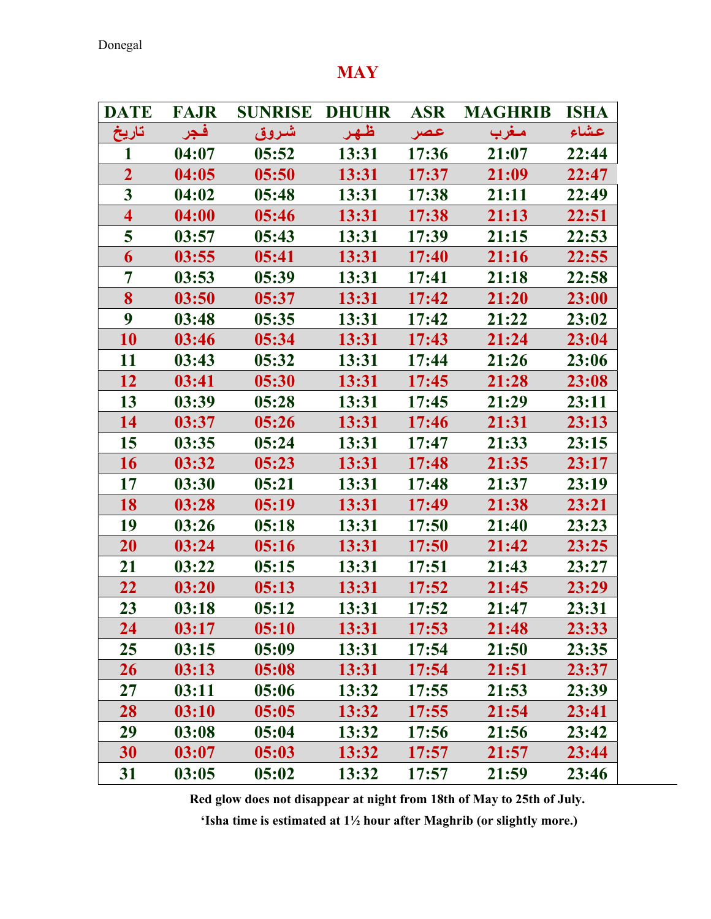Donegal

# MAY

| DATE | FAJR | SUNRISE | DHUHR | ASR | MAGHRIB | ISHA |
|---|---|---|---|---|---|---|
| تاريخ | فجر | شروق | ظهر | عصر | مغرب | عشاء |
| 1 | 04:07 | 05:52 | 13:31 | 17:36 | 21:07 | 22:44 |
| 2 | 04:05 | 05:50 | 13:31 | 17:37 | 21:09 | 22:47 |
| 3 | 04:02 | 05:48 | 13:31 | 17:38 | 21:11 | 22:49 |
| 4 | 04:00 | 05:46 | 13:31 | 17:38 | 21:13 | 22:51 |
| 5 | 03:57 | 05:43 | 13:31 | 17:39 | 21:15 | 22:53 |
| 6 | 03:55 | 05:41 | 13:31 | 17:40 | 21:16 | 22:55 |
| 7 | 03:53 | 05:39 | 13:31 | 17:41 | 21:18 | 22:58 |
| 8 | 03:50 | 05:37 | 13:31 | 17:42 | 21:20 | 23:00 |
| 9 | 03:48 | 05:35 | 13:31 | 17:42 | 21:22 | 23:02 |
| 10 | 03:46 | 05:34 | 13:31 | 17:43 | 21:24 | 23:04 |
| 11 | 03:43 | 05:32 | 13:31 | 17:44 | 21:26 | 23:06 |
| 12 | 03:41 | 05:30 | 13:31 | 17:45 | 21:28 | 23:08 |
| 13 | 03:39 | 05:28 | 13:31 | 17:45 | 21:29 | 23:11 |
| 14 | 03:37 | 05:26 | 13:31 | 17:46 | 21:31 | 23:13 |
| 15 | 03:35 | 05:24 | 13:31 | 17:47 | 21:33 | 23:15 |
| 16 | 03:32 | 05:23 | 13:31 | 17:48 | 21:35 | 23:17 |
| 17 | 03:30 | 05:21 | 13:31 | 17:48 | 21:37 | 23:19 |
| 18 | 03:28 | 05:19 | 13:31 | 17:49 | 21:38 | 23:21 |
| 19 | 03:26 | 05:18 | 13:31 | 17:50 | 21:40 | 23:23 |
| 20 | 03:24 | 05:16 | 13:31 | 17:50 | 21:42 | 23:25 |
| 21 | 03:22 | 05:15 | 13:31 | 17:51 | 21:43 | 23:27 |
| 22 | 03:20 | 05:13 | 13:31 | 17:52 | 21:45 | 23:29 |
| 23 | 03:18 | 05:12 | 13:31 | 17:52 | 21:47 | 23:31 |
| 24 | 03:17 | 05:10 | 13:31 | 17:53 | 21:48 | 23:33 |
| 25 | 03:15 | 05:09 | 13:31 | 17:54 | 21:50 | 23:35 |
| 26 | 03:13 | 05:08 | 13:31 | 17:54 | 21:51 | 23:37 |
| 27 | 03:11 | 05:06 | 13:32 | 17:55 | 21:53 | 23:39 |
| 28 | 03:10 | 05:05 | 13:32 | 17:55 | 21:54 | 23:41 |
| 29 | 03:08 | 05:04 | 13:32 | 17:56 | 21:56 | 23:42 |
| 30 | 03:07 | 05:03 | 13:32 | 17:57 | 21:57 | 23:44 |
| 31 | 03:05 | 05:02 | 13:32 | 17:57 | 21:59 | 23:46 |

**Red glow does not disappear at night from 18th of May to 25th of July.**

**'Isha time is estimated at 1½ hour after Maghrib (or slightly more.)**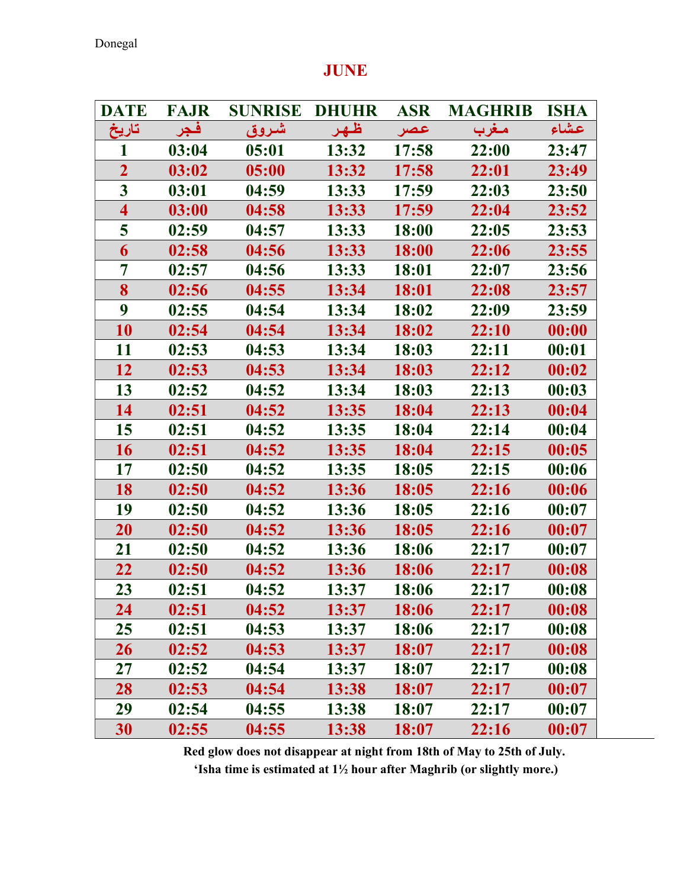Donegal

# JUNE

| DATE | FAJR | SUNRISE | DHUHR | ASR | MAGHRIB | ISHA |
|---|---|---|---|---|---|---|
| تاريخ | فجر | شروق | ظهر | عصر | مغرب | عشاء |
| 1 | 03:04 | 05:01 | 13:32 | 17:58 | 22:00 | 23:47 |
| 2 | 03:02 | 05:00 | 13:32 | 17:58 | 22:01 | 23:49 |
| 3 | 03:01 | 04:59 | 13:33 | 17:59 | 22:03 | 23:50 |
| 4 | 03:00 | 04:58 | 13:33 | 17:59 | 22:04 | 23:52 |
| 5 | 02:59 | 04:57 | 13:33 | 18:00 | 22:05 | 23:53 |
| 6 | 02:58 | 04:56 | 13:33 | 18:00 | 22:06 | 23:55 |
| 7 | 02:57 | 04:56 | 13:33 | 18:01 | 22:07 | 23:56 |
| 8 | 02:56 | 04:55 | 13:34 | 18:01 | 22:08 | 23:57 |
| 9 | 02:55 | 04:54 | 13:34 | 18:02 | 22:09 | 23:59 |
| 10 | 02:54 | 04:54 | 13:34 | 18:02 | 22:10 | 00:00 |
| 11 | 02:53 | 04:53 | 13:34 | 18:03 | 22:11 | 00:01 |
| 12 | 02:53 | 04:53 | 13:34 | 18:03 | 22:12 | 00:02 |
| 13 | 02:52 | 04:52 | 13:34 | 18:03 | 22:13 | 00:03 |
| 14 | 02:51 | 04:52 | 13:35 | 18:04 | 22:13 | 00:04 |
| 15 | 02:51 | 04:52 | 13:35 | 18:04 | 22:14 | 00:04 |
| 16 | 02:51 | 04:52 | 13:35 | 18:04 | 22:15 | 00:05 |
| 17 | 02:50 | 04:52 | 13:35 | 18:05 | 22:15 | 00:06 |
| 18 | 02:50 | 04:52 | 13:36 | 18:05 | 22:16 | 00:06 |
| 19 | 02:50 | 04:52 | 13:36 | 18:05 | 22:16 | 00:07 |
| 20 | 02:50 | 04:52 | 13:36 | 18:05 | 22:16 | 00:07 |
| 21 | 02:50 | 04:52 | 13:36 | 18:06 | 22:17 | 00:07 |
| 22 | 02:50 | 04:52 | 13:36 | 18:06 | 22:17 | 00:08 |
| 23 | 02:51 | 04:52 | 13:37 | 18:06 | 22:17 | 00:08 |
| 24 | 02:51 | 04:52 | 13:37 | 18:06 | 22:17 | 00:08 |
| 25 | 02:51 | 04:53 | 13:37 | 18:06 | 22:17 | 00:08 |
| 26 | 02:52 | 04:53 | 13:37 | 18:07 | 22:17 | 00:08 |
| 27 | 02:52 | 04:54 | 13:37 | 18:07 | 22:17 | 00:08 |
| 28 | 02:53 | 04:54 | 13:38 | 18:07 | 22:17 | 00:07 |
| 29 | 02:54 | 04:55 | 13:38 | 18:07 | 22:17 | 00:07 |
| 30 | 02:55 | 04:55 | 13:38 | 18:07 | 22:16 | 00:07 |

**Red glow does not disappear at night from 18th of May to 25th of July.**
**'Isha time is estimated at 1½ hour after Maghrib (or slightly more.)**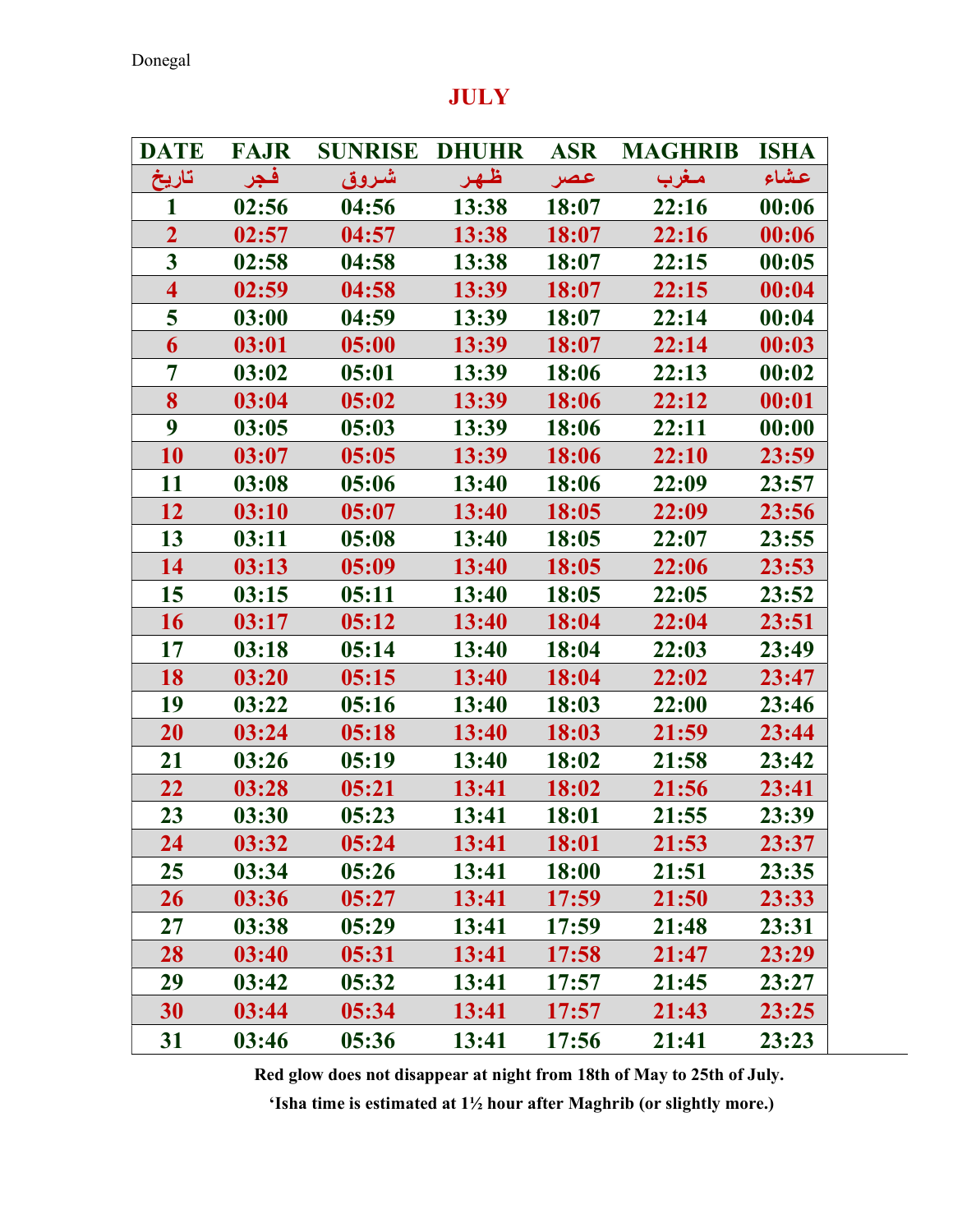Donegal

# JULY

| DATE | FAJR | SUNRISE | DHUHR | ASR | MAGHRIB | ISHA |
|---|---|---|---|---|---|---|
| تاريخ | فجر | شروق | ظهر | عصر | مغرب | عشاء |
| 1 | 02:56 | 04:56 | 13:38 | 18:07 | 22:16 | 00:06 |
| 2 | 02:57 | 04:57 | 13:38 | 18:07 | 22:16 | 00:06 |
| 3 | 02:58 | 04:58 | 13:38 | 18:07 | 22:15 | 00:05 |
| 4 | 02:59 | 04:58 | 13:39 | 18:07 | 22:15 | 00:04 |
| 5 | 03:00 | 04:59 | 13:39 | 18:07 | 22:14 | 00:04 |
| 6 | 03:01 | 05:00 | 13:39 | 18:07 | 22:14 | 00:03 |
| 7 | 03:02 | 05:01 | 13:39 | 18:06 | 22:13 | 00:02 |
| 8 | 03:04 | 05:02 | 13:39 | 18:06 | 22:12 | 00:01 |
| 9 | 03:05 | 05:03 | 13:39 | 18:06 | 22:11 | 00:00 |
| 10 | 03:07 | 05:05 | 13:39 | 18:06 | 22:10 | 23:59 |
| 11 | 03:08 | 05:06 | 13:40 | 18:06 | 22:09 | 23:57 |
| 12 | 03:10 | 05:07 | 13:40 | 18:05 | 22:09 | 23:56 |
| 13 | 03:11 | 05:08 | 13:40 | 18:05 | 22:07 | 23:55 |
| 14 | 03:13 | 05:09 | 13:40 | 18:05 | 22:06 | 23:53 |
| 15 | 03:15 | 05:11 | 13:40 | 18:05 | 22:05 | 23:52 |
| 16 | 03:17 | 05:12 | 13:40 | 18:04 | 22:04 | 23:51 |
| 17 | 03:18 | 05:14 | 13:40 | 18:04 | 22:03 | 23:49 |
| 18 | 03:20 | 05:15 | 13:40 | 18:04 | 22:02 | 23:47 |
| 19 | 03:22 | 05:16 | 13:40 | 18:03 | 22:00 | 23:46 |
| 20 | 03:24 | 05:18 | 13:40 | 18:03 | 21:59 | 23:44 |
| 21 | 03:26 | 05:19 | 13:40 | 18:02 | 21:58 | 23:42 |
| 22 | 03:28 | 05:21 | 13:41 | 18:02 | 21:56 | 23:41 |
| 23 | 03:30 | 05:23 | 13:41 | 18:01 | 21:55 | 23:39 |
| 24 | 03:32 | 05:24 | 13:41 | 18:01 | 21:53 | 23:37 |
| 25 | 03:34 | 05:26 | 13:41 | 18:00 | 21:51 | 23:35 |
| 26 | 03:36 | 05:27 | 13:41 | 17:59 | 21:50 | 23:33 |
| 27 | 03:38 | 05:29 | 13:41 | 17:59 | 21:48 | 23:31 |
| 28 | 03:40 | 05:31 | 13:41 | 17:58 | 21:47 | 23:29 |
| 29 | 03:42 | 05:32 | 13:41 | 17:57 | 21:45 | 23:27 |
| 30 | 03:44 | 05:34 | 13:41 | 17:57 | 21:43 | 23:25 |
| 31 | 03:46 | 05:36 | 13:41 | 17:56 | 21:41 | 23:23 |

**Red glow does not disappear at night from 18th of May to 25th of July.**

**'Isha time is estimated at 1½ hour after Maghrib (or slightly more.)**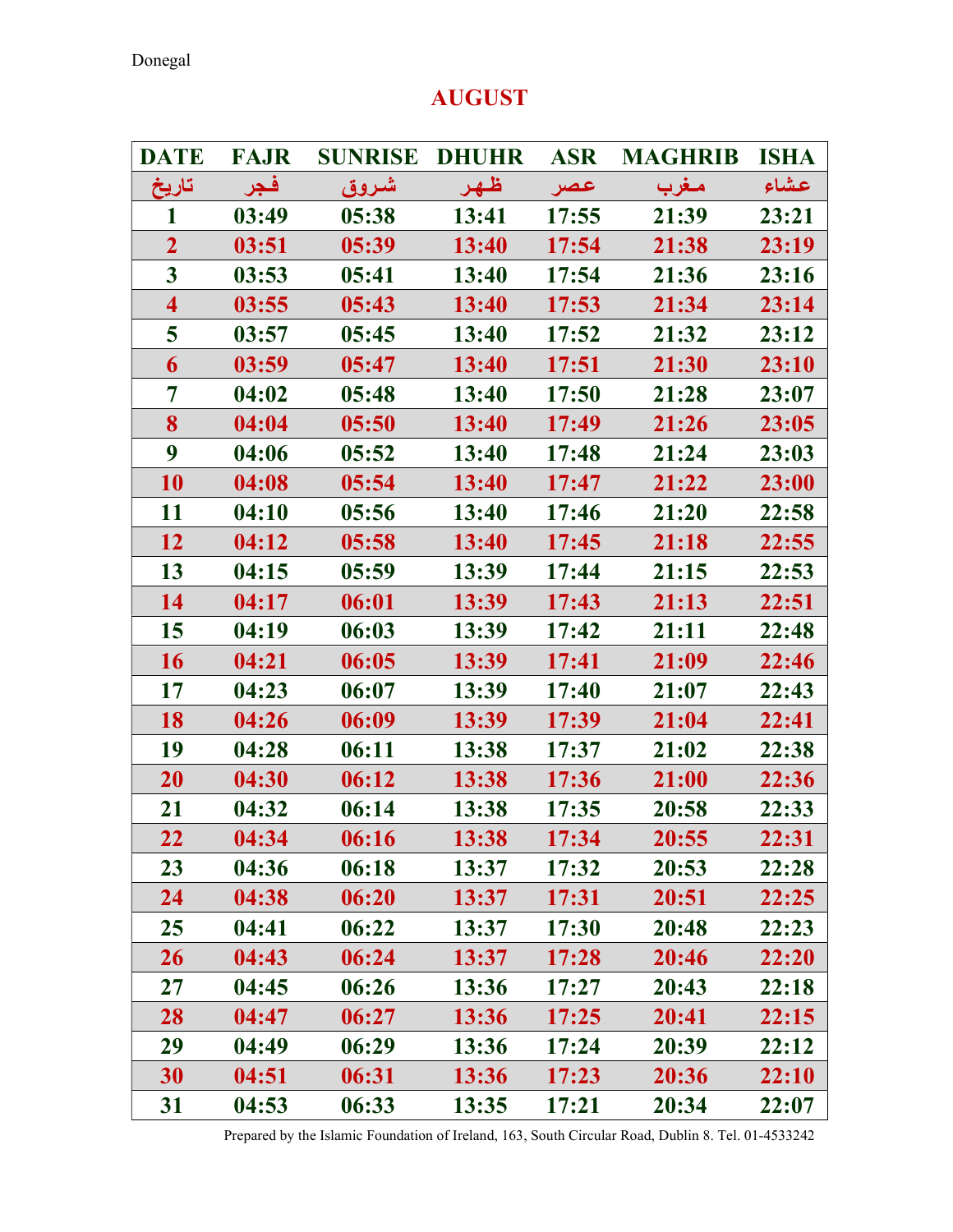Donegal

# AUGUST

| DATE | FAJR | SUNRISE | DHUHR | ASR | MAGHRIB | ISHA |
|---|---|---|---|---|---|---|
| تاريخ | فجر | شروق | ظهر | عصر | مغرب | عشاء |
| 1 | 03:49 | 05:38 | 13:41 | 17:55 | 21:39 | 23:21 |
| 2 | 03:51 | 05:39 | 13:40 | 17:54 | 21:38 | 23:19 |
| 3 | 03:53 | 05:41 | 13:40 | 17:54 | 21:36 | 23:16 |
| 4 | 03:55 | 05:43 | 13:40 | 17:53 | 21:34 | 23:14 |
| 5 | 03:57 | 05:45 | 13:40 | 17:52 | 21:32 | 23:12 |
| 6 | 03:59 | 05:47 | 13:40 | 17:51 | 21:30 | 23:10 |
| 7 | 04:02 | 05:48 | 13:40 | 17:50 | 21:28 | 23:07 |
| 8 | 04:04 | 05:50 | 13:40 | 17:49 | 21:26 | 23:05 |
| 9 | 04:06 | 05:52 | 13:40 | 17:48 | 21:24 | 23:03 |
| 10 | 04:08 | 05:54 | 13:40 | 17:47 | 21:22 | 23:00 |
| 11 | 04:10 | 05:56 | 13:40 | 17:46 | 21:20 | 22:58 |
| 12 | 04:12 | 05:58 | 13:40 | 17:45 | 21:18 | 22:55 |
| 13 | 04:15 | 05:59 | 13:39 | 17:44 | 21:15 | 22:53 |
| 14 | 04:17 | 06:01 | 13:39 | 17:43 | 21:13 | 22:51 |
| 15 | 04:19 | 06:03 | 13:39 | 17:42 | 21:11 | 22:48 |
| 16 | 04:21 | 06:05 | 13:39 | 17:41 | 21:09 | 22:46 |
| 17 | 04:23 | 06:07 | 13:39 | 17:40 | 21:07 | 22:43 |
| 18 | 04:26 | 06:09 | 13:39 | 17:39 | 21:04 | 22:41 |
| 19 | 04:28 | 06:11 | 13:38 | 17:37 | 21:02 | 22:38 |
| 20 | 04:30 | 06:12 | 13:38 | 17:36 | 21:00 | 22:36 |
| 21 | 04:32 | 06:14 | 13:38 | 17:35 | 20:58 | 22:33 |
| 22 | 04:34 | 06:16 | 13:38 | 17:34 | 20:55 | 22:31 |
| 23 | 04:36 | 06:18 | 13:37 | 17:32 | 20:53 | 22:28 |
| 24 | 04:38 | 06:20 | 13:37 | 17:31 | 20:51 | 22:25 |
| 25 | 04:41 | 06:22 | 13:37 | 17:30 | 20:48 | 22:23 |
| 26 | 04:43 | 06:24 | 13:37 | 17:28 | 20:46 | 22:20 |
| 27 | 04:45 | 06:26 | 13:36 | 17:27 | 20:43 | 22:18 |
| 28 | 04:47 | 06:27 | 13:36 | 17:25 | 20:41 | 22:15 |
| 29 | 04:49 | 06:29 | 13:36 | 17:24 | 20:39 | 22:12 |
| 30 | 04:51 | 06:31 | 13:36 | 17:23 | 20:36 | 22:10 |
| 31 | 04:53 | 06:33 | 13:35 | 17:21 | 20:34 | 22:07 |

Prepared by the Islamic Foundation of Ireland, 163, South Circular Road, Dublin 8. Tel. 01-4533242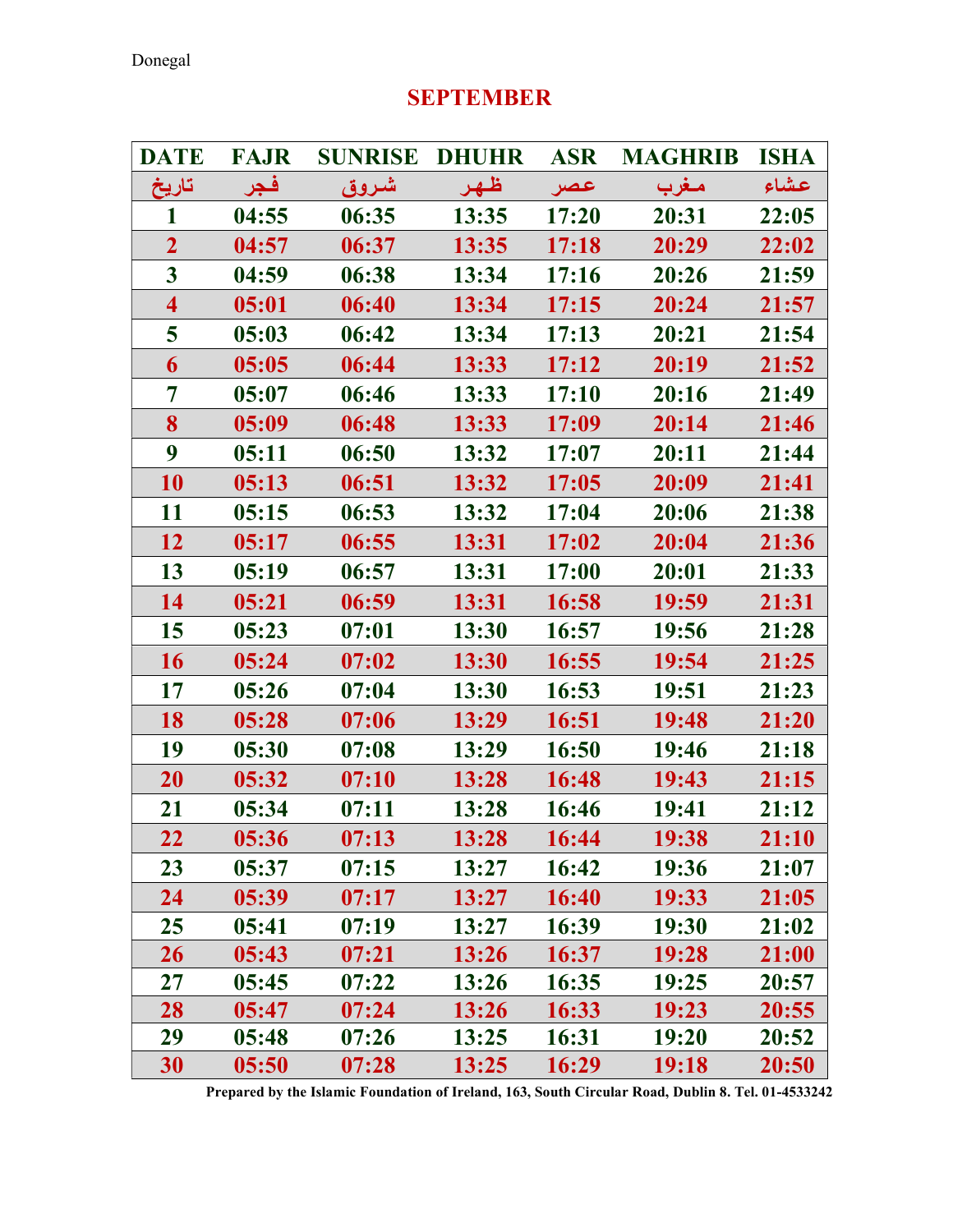Donegal

## SEPTEMBER

| DATE | FAJR | SUNRISE | DHUHR | ASR | MAGHRIB | ISHA |
|---|---|---|---|---|---|---|
| تاريخ | فجر | شروق | ظهر | عصر | مغرب | عشاء |
| 1 | 04:55 | 06:35 | 13:35 | 17:20 | 20:31 | 22:05 |
| 2 | 04:57 | 06:37 | 13:35 | 17:18 | 20:29 | 22:02 |
| 3 | 04:59 | 06:38 | 13:34 | 17:16 | 20:26 | 21:59 |
| 4 | 05:01 | 06:40 | 13:34 | 17:15 | 20:24 | 21:57 |
| 5 | 05:03 | 06:42 | 13:34 | 17:13 | 20:21 | 21:54 |
| 6 | 05:05 | 06:44 | 13:33 | 17:12 | 20:19 | 21:52 |
| 7 | 05:07 | 06:46 | 13:33 | 17:10 | 20:16 | 21:49 |
| 8 | 05:09 | 06:48 | 13:33 | 17:09 | 20:14 | 21:46 |
| 9 | 05:11 | 06:50 | 13:32 | 17:07 | 20:11 | 21:44 |
| 10 | 05:13 | 06:51 | 13:32 | 17:05 | 20:09 | 21:41 |
| 11 | 05:15 | 06:53 | 13:32 | 17:04 | 20:06 | 21:38 |
| 12 | 05:17 | 06:55 | 13:31 | 17:02 | 20:04 | 21:36 |
| 13 | 05:19 | 06:57 | 13:31 | 17:00 | 20:01 | 21:33 |
| 14 | 05:21 | 06:59 | 13:31 | 16:58 | 19:59 | 21:31 |
| 15 | 05:23 | 07:01 | 13:30 | 16:57 | 19:56 | 21:28 |
| 16 | 05:24 | 07:02 | 13:30 | 16:55 | 19:54 | 21:25 |
| 17 | 05:26 | 07:04 | 13:30 | 16:53 | 19:51 | 21:23 |
| 18 | 05:28 | 07:06 | 13:29 | 16:51 | 19:48 | 21:20 |
| 19 | 05:30 | 07:08 | 13:29 | 16:50 | 19:46 | 21:18 |
| 20 | 05:32 | 07:10 | 13:28 | 16:48 | 19:43 | 21:15 |
| 21 | 05:34 | 07:11 | 13:28 | 16:46 | 19:41 | 21:12 |
| 22 | 05:36 | 07:13 | 13:28 | 16:44 | 19:38 | 21:10 |
| 23 | 05:37 | 07:15 | 13:27 | 16:42 | 19:36 | 21:07 |
| 24 | 05:39 | 07:17 | 13:27 | 16:40 | 19:33 | 21:05 |
| 25 | 05:41 | 07:19 | 13:27 | 16:39 | 19:30 | 21:02 |
| 26 | 05:43 | 07:21 | 13:26 | 16:37 | 19:28 | 21:00 |
| 27 | 05:45 | 07:22 | 13:26 | 16:35 | 19:25 | 20:57 |
| 28 | 05:47 | 07:24 | 13:26 | 16:33 | 19:23 | 20:55 |
| 29 | 05:48 | 07:26 | 13:25 | 16:31 | 19:20 | 20:52 |
| 30 | 05:50 | 07:28 | 13:25 | 16:29 | 19:18 | 20:50 |

**Prepared by the Islamic Foundation of Ireland, 163, South Circular Road, Dublin 8. Tel. 01-4533242**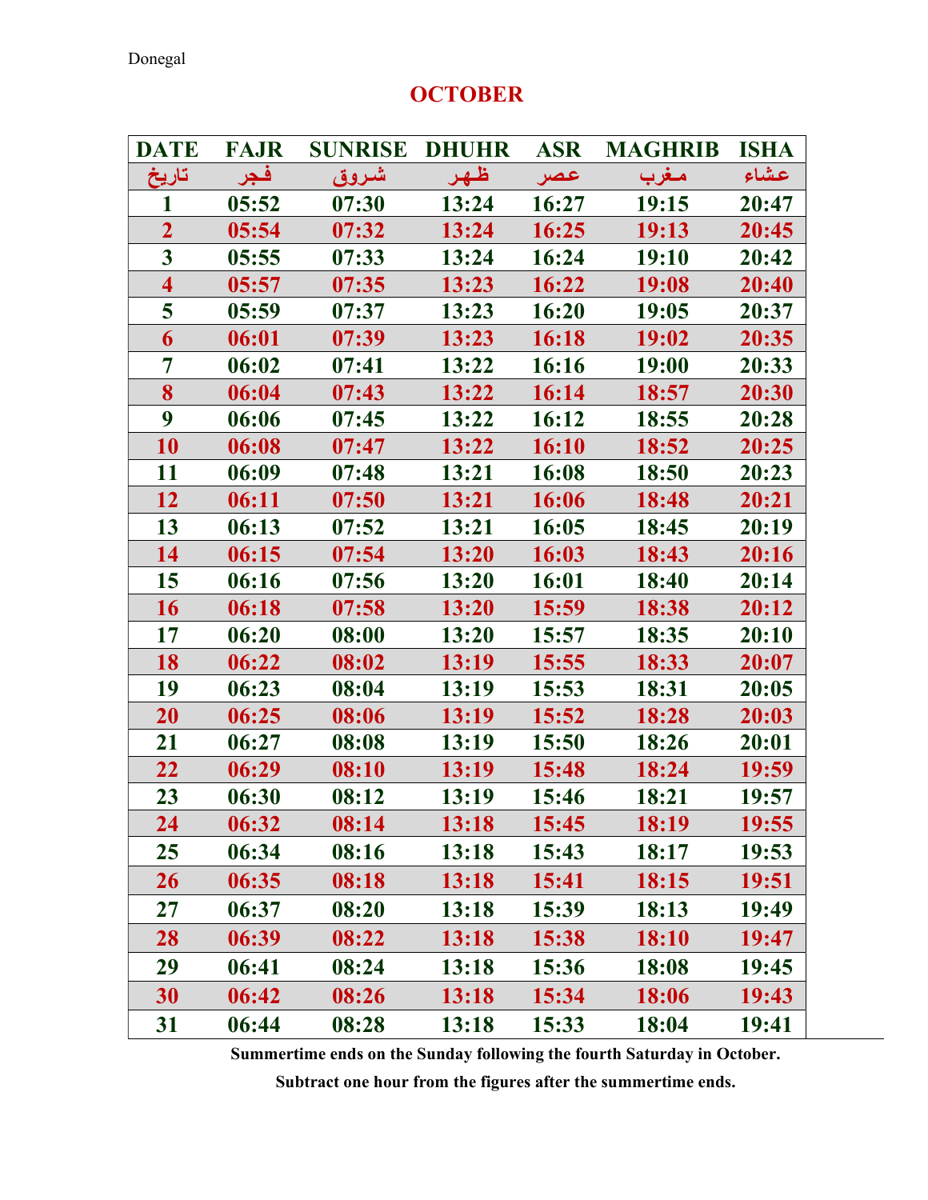Donegal

# OCTOBER

| DATE | FAJR | SUNRISE | DHUHR | ASR | MAGHRIB | ISHA |
|---|---|---|---|---|---|---|
| تاريخ | فجر | شروق | ظهر | عصر | مغرب | عشاء |
| 1 | 05:52 | 07:30 | 13:24 | 16:27 | 19:15 | 20:47 |
| 2 | 05:54 | 07:32 | 13:24 | 16:25 | 19:13 | 20:45 |
| 3 | 05:55 | 07:33 | 13:24 | 16:24 | 19:10 | 20:42 |
| 4 | 05:57 | 07:35 | 13:23 | 16:22 | 19:08 | 20:40 |
| 5 | 05:59 | 07:37 | 13:23 | 16:20 | 19:05 | 20:37 |
| 6 | 06:01 | 07:39 | 13:23 | 16:18 | 19:02 | 20:35 |
| 7 | 06:02 | 07:41 | 13:22 | 16:16 | 19:00 | 20:33 |
| 8 | 06:04 | 07:43 | 13:22 | 16:14 | 18:57 | 20:30 |
| 9 | 06:06 | 07:45 | 13:22 | 16:12 | 18:55 | 20:28 |
| 10 | 06:08 | 07:47 | 13:22 | 16:10 | 18:52 | 20:25 |
| 11 | 06:09 | 07:48 | 13:21 | 16:08 | 18:50 | 20:23 |
| 12 | 06:11 | 07:50 | 13:21 | 16:06 | 18:48 | 20:21 |
| 13 | 06:13 | 07:52 | 13:21 | 16:05 | 18:45 | 20:19 |
| 14 | 06:15 | 07:54 | 13:20 | 16:03 | 18:43 | 20:16 |
| 15 | 06:16 | 07:56 | 13:20 | 16:01 | 18:40 | 20:14 |
| 16 | 06:18 | 07:58 | 13:20 | 15:59 | 18:38 | 20:12 |
| 17 | 06:20 | 08:00 | 13:20 | 15:57 | 18:35 | 20:10 |
| 18 | 06:22 | 08:02 | 13:19 | 15:55 | 18:33 | 20:07 |
| 19 | 06:23 | 08:04 | 13:19 | 15:53 | 18:31 | 20:05 |
| 20 | 06:25 | 08:06 | 13:19 | 15:52 | 18:28 | 20:03 |
| 21 | 06:27 | 08:08 | 13:19 | 15:50 | 18:26 | 20:01 |
| 22 | 06:29 | 08:10 | 13:19 | 15:48 | 18:24 | 19:59 |
| 23 | 06:30 | 08:12 | 13:19 | 15:46 | 18:21 | 19:57 |
| 24 | 06:32 | 08:14 | 13:18 | 15:45 | 18:19 | 19:55 |
| 25 | 06:34 | 08:16 | 13:18 | 15:43 | 18:17 | 19:53 |
| 26 | 06:35 | 08:18 | 13:18 | 15:41 | 18:15 | 19:51 |
| 27 | 06:37 | 08:20 | 13:18 | 15:39 | 18:13 | 19:49 |
| 28 | 06:39 | 08:22 | 13:18 | 15:38 | 18:10 | 19:47 |
| 29 | 06:41 | 08:24 | 13:18 | 15:36 | 18:08 | 19:45 |
| 30 | 06:42 | 08:26 | 13:18 | 15:34 | 18:06 | 19:43 |
| 31 | 06:44 | 08:28 | 13:18 | 15:33 | 18:04 | 19:41 |

**Summertime ends on the Sunday following the fourth Saturday in October.**

**Subtract one hour from the figures after the summertime ends.**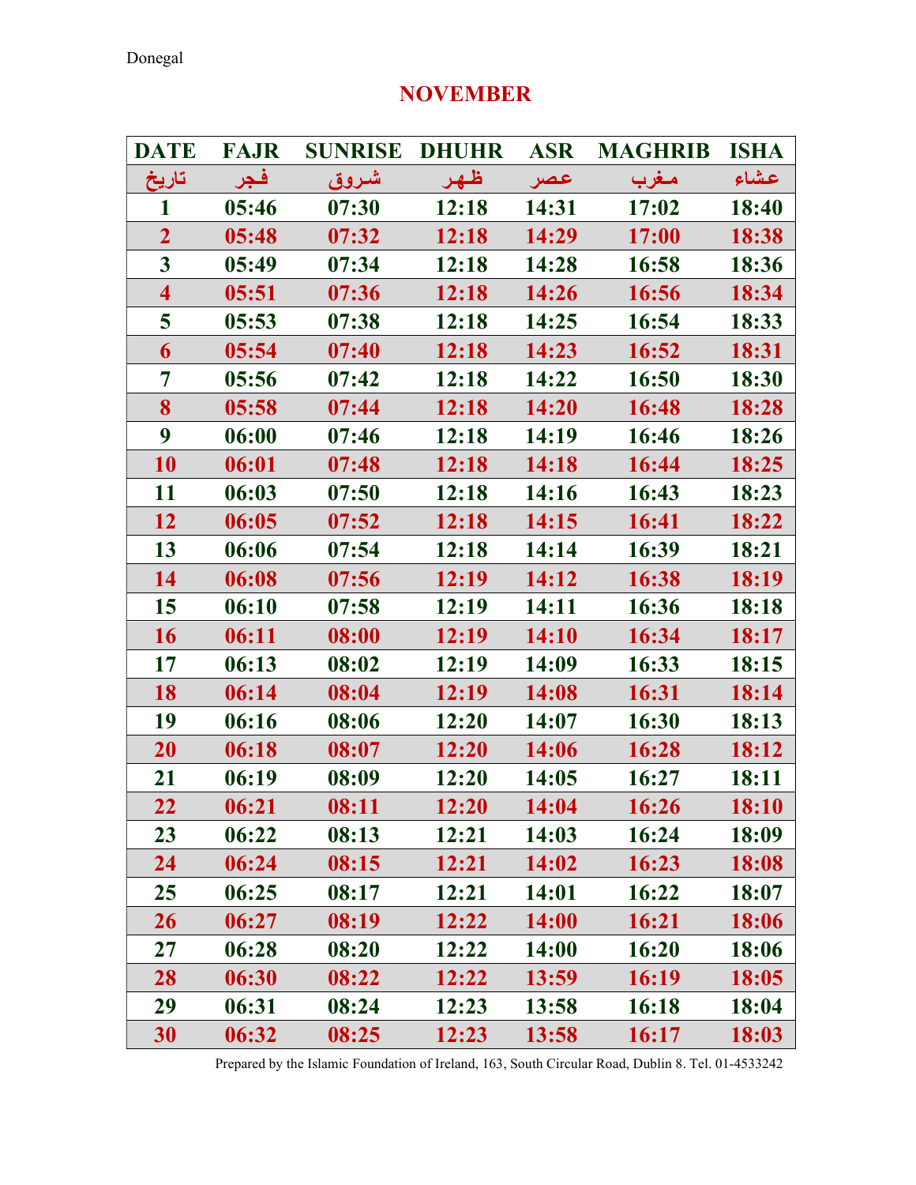Donegal

## NOVEMBER

| DATE | FAJR | SUNRISE | DHUHR | ASR | MAGHRIB | ISHA |
|---|---|---|---|---|---|---|
| تاريخ | فجر | شروق | ظهر | عصر | مغرب | عشاء |
| 1 | 05:46 | 07:30 | 12:18 | 14:31 | 17:02 | 18:40 |
| 2 | 05:48 | 07:32 | 12:18 | 14:29 | 17:00 | 18:38 |
| 3 | 05:49 | 07:34 | 12:18 | 14:28 | 16:58 | 18:36 |
| 4 | 05:51 | 07:36 | 12:18 | 14:26 | 16:56 | 18:34 |
| 5 | 05:53 | 07:38 | 12:18 | 14:25 | 16:54 | 18:33 |
| 6 | 05:54 | 07:40 | 12:18 | 14:23 | 16:52 | 18:31 |
| 7 | 05:56 | 07:42 | 12:18 | 14:22 | 16:50 | 18:30 |
| 8 | 05:58 | 07:44 | 12:18 | 14:20 | 16:48 | 18:28 |
| 9 | 06:00 | 07:46 | 12:18 | 14:19 | 16:46 | 18:26 |
| 10 | 06:01 | 07:48 | 12:18 | 14:18 | 16:44 | 18:25 |
| 11 | 06:03 | 07:50 | 12:18 | 14:16 | 16:43 | 18:23 |
| 12 | 06:05 | 07:52 | 12:18 | 14:15 | 16:41 | 18:22 |
| 13 | 06:06 | 07:54 | 12:18 | 14:14 | 16:39 | 18:21 |
| 14 | 06:08 | 07:56 | 12:19 | 14:12 | 16:38 | 18:19 |
| 15 | 06:10 | 07:58 | 12:19 | 14:11 | 16:36 | 18:18 |
| 16 | 06:11 | 08:00 | 12:19 | 14:10 | 16:34 | 18:17 |
| 17 | 06:13 | 08:02 | 12:19 | 14:09 | 16:33 | 18:15 |
| 18 | 06:14 | 08:04 | 12:19 | 14:08 | 16:31 | 18:14 |
| 19 | 06:16 | 08:06 | 12:20 | 14:07 | 16:30 | 18:13 |
| 20 | 06:18 | 08:07 | 12:20 | 14:06 | 16:28 | 18:12 |
| 21 | 06:19 | 08:09 | 12:20 | 14:05 | 16:27 | 18:11 |
| 22 | 06:21 | 08:11 | 12:20 | 14:04 | 16:26 | 18:10 |
| 23 | 06:22 | 08:13 | 12:21 | 14:03 | 16:24 | 18:09 |
| 24 | 06:24 | 08:15 | 12:21 | 14:02 | 16:23 | 18:08 |
| 25 | 06:25 | 08:17 | 12:21 | 14:01 | 16:22 | 18:07 |
| 26 | 06:27 | 08:19 | 12:22 | 14:00 | 16:21 | 18:06 |
| 27 | 06:28 | 08:20 | 12:22 | 14:00 | 16:20 | 18:06 |
| 28 | 06:30 | 08:22 | 12:22 | 13:59 | 16:19 | 18:05 |
| 29 | 06:31 | 08:24 | 12:23 | 13:58 | 16:18 | 18:04 |
| 30 | 06:32 | 08:25 | 12:23 | 13:58 | 16:17 | 18:03 |

Prepared by the Islamic Foundation of Ireland, 163, South Circular Road, Dublin 8. Tel. 01-4533242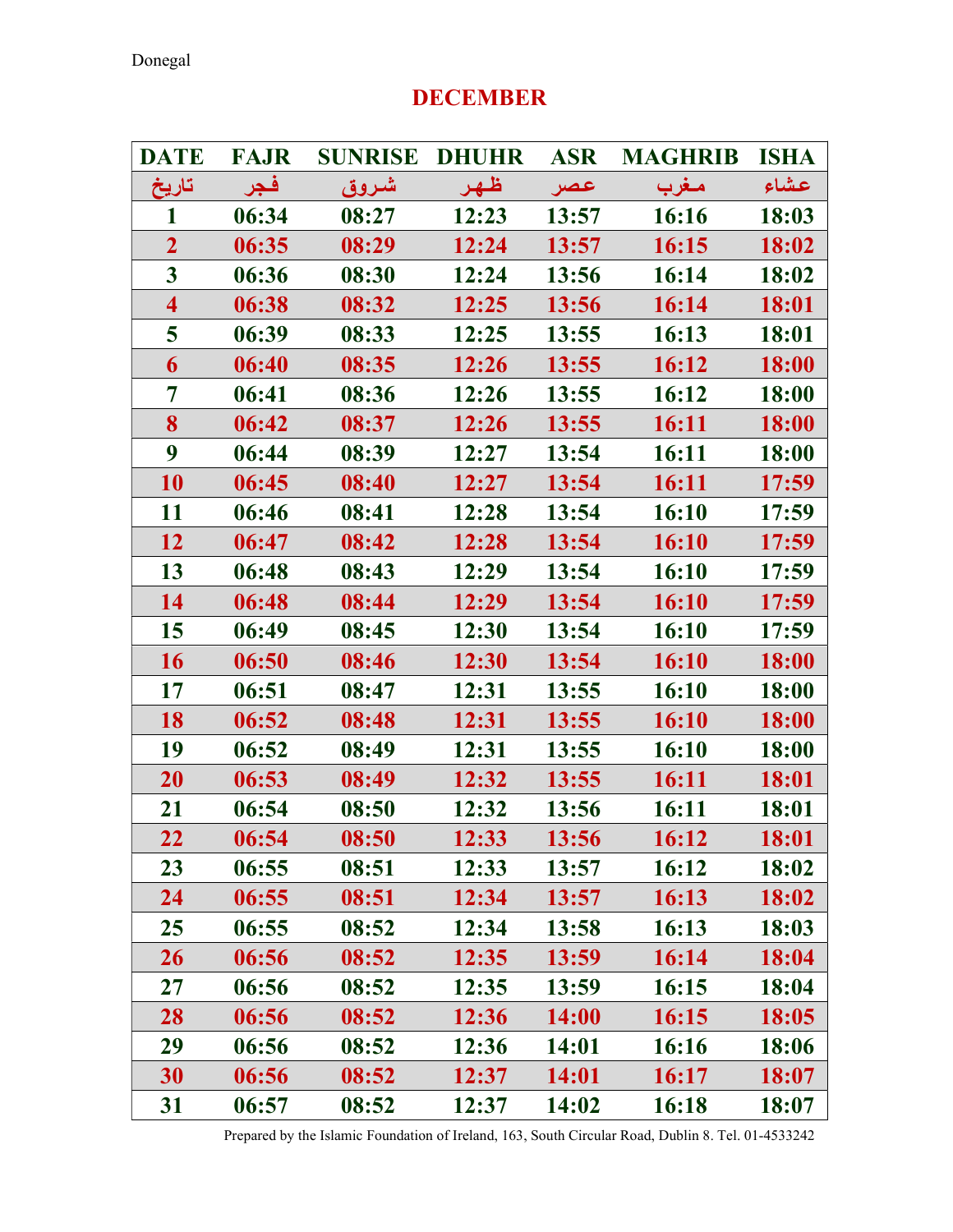Donegal

# DECEMBER

| DATE | FAJR | SUNRISE | DHUHR | ASR | MAGHRIB | ISHA |
|---|---|---|---|---|---|---|
| تاريخ | فجر | شروق | ظهر | عصر | مغرب | عشاء |
| 1 | 06:34 | 08:27 | 12:23 | 13:57 | 16:16 | 18:03 |
| 2 | 06:35 | 08:29 | 12:24 | 13:57 | 16:15 | 18:02 |
| 3 | 06:36 | 08:30 | 12:24 | 13:56 | 16:14 | 18:02 |
| 4 | 06:38 | 08:32 | 12:25 | 13:56 | 16:14 | 18:01 |
| 5 | 06:39 | 08:33 | 12:25 | 13:55 | 16:13 | 18:01 |
| 6 | 06:40 | 08:35 | 12:26 | 13:55 | 16:12 | 18:00 |
| 7 | 06:41 | 08:36 | 12:26 | 13:55 | 16:12 | 18:00 |
| 8 | 06:42 | 08:37 | 12:26 | 13:55 | 16:11 | 18:00 |
| 9 | 06:44 | 08:39 | 12:27 | 13:54 | 16:11 | 18:00 |
| 10 | 06:45 | 08:40 | 12:27 | 13:54 | 16:11 | 17:59 |
| 11 | 06:46 | 08:41 | 12:28 | 13:54 | 16:10 | 17:59 |
| 12 | 06:47 | 08:42 | 12:28 | 13:54 | 16:10 | 17:59 |
| 13 | 06:48 | 08:43 | 12:29 | 13:54 | 16:10 | 17:59 |
| 14 | 06:48 | 08:44 | 12:29 | 13:54 | 16:10 | 17:59 |
| 15 | 06:49 | 08:45 | 12:30 | 13:54 | 16:10 | 17:59 |
| 16 | 06:50 | 08:46 | 12:30 | 13:54 | 16:10 | 18:00 |
| 17 | 06:51 | 08:47 | 12:31 | 13:55 | 16:10 | 18:00 |
| 18 | 06:52 | 08:48 | 12:31 | 13:55 | 16:10 | 18:00 |
| 19 | 06:52 | 08:49 | 12:31 | 13:55 | 16:10 | 18:00 |
| 20 | 06:53 | 08:49 | 12:32 | 13:55 | 16:11 | 18:01 |
| 21 | 06:54 | 08:50 | 12:32 | 13:56 | 16:11 | 18:01 |
| 22 | 06:54 | 08:50 | 12:33 | 13:56 | 16:12 | 18:01 |
| 23 | 06:55 | 08:51 | 12:33 | 13:57 | 16:12 | 18:02 |
| 24 | 06:55 | 08:51 | 12:34 | 13:57 | 16:13 | 18:02 |
| 25 | 06:55 | 08:52 | 12:34 | 13:58 | 16:13 | 18:03 |
| 26 | 06:56 | 08:52 | 12:35 | 13:59 | 16:14 | 18:04 |
| 27 | 06:56 | 08:52 | 12:35 | 13:59 | 16:15 | 18:04 |
| 28 | 06:56 | 08:52 | 12:36 | 14:00 | 16:15 | 18:05 |
| 29 | 06:56 | 08:52 | 12:36 | 14:01 | 16:16 | 18:06 |
| 30 | 06:56 | 08:52 | 12:37 | 14:01 | 16:17 | 18:07 |
| 31 | 06:57 | 08:52 | 12:37 | 14:02 | 16:18 | 18:07 |

Prepared by the Islamic Foundation of Ireland, 163, South Circular Road, Dublin 8. Tel. 01-4533242